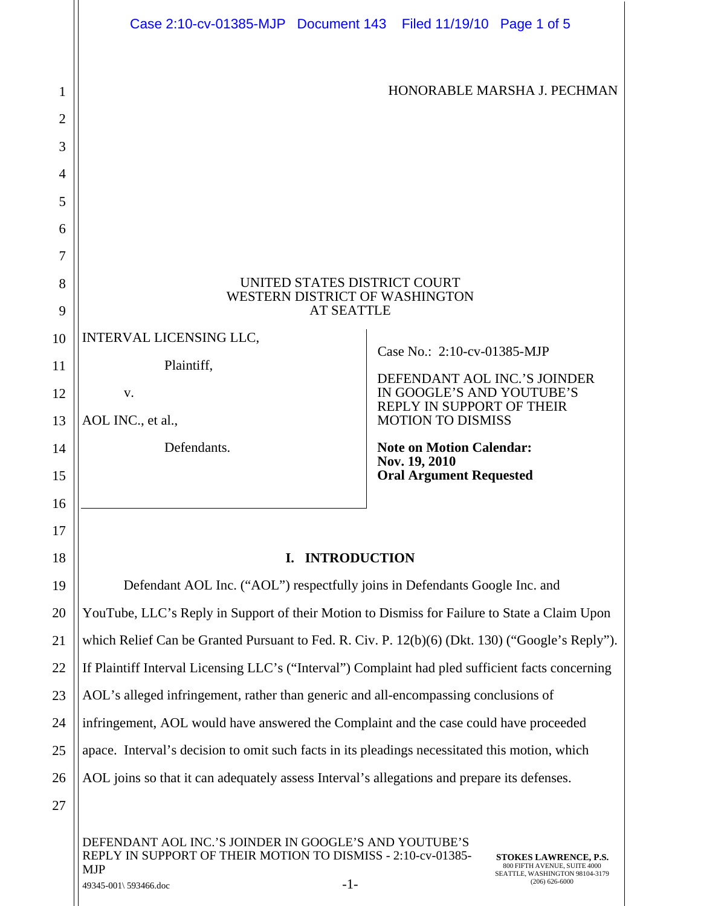HONORABLE MARSHA J. PECHMAN

UNITED STATES DISTRICT COURT
WESTERN DISTRICT OF WASHINGTON
AT SEATTLE

| | |
|---|---|
| INTERVAL LICENSING LLC,<br><br>Plaintiff,<br><br>v.<br><br>AOL INC., et al.,<br><br>Defendants. | Case No.: 2:10-cv-01385-MJP<br><br>DEFENDANT AOL INC.'S JOINDER IN GOOGLE'S AND YOUTUBE'S REPLY IN SUPPORT OF THEIR MOTION TO DISMISS<br><br>**Note on Motion Calendar: Nov. 19, 2010**<br>**Oral Argument Requested** |

## I. INTRODUCTION

Defendant AOL Inc. ("AOL") respectfully joins in Defendants Google Inc. and YouTube, LLC's Reply in Support of their Motion to Dismiss for Failure to State a Claim Upon which Relief Can be Granted Pursuant to Fed. R. Civ. P. 12(b)(6) (Dkt. 130) ("Google's Reply"). If Plaintiff Interval Licensing LLC's ("Interval") Complaint had pled sufficient facts concerning AOL's alleged infringement, rather than generic and all-encompassing conclusions of infringement, AOL would have answered the Complaint and the case could have proceeded apace. Interval's decision to omit such facts in its pleadings necessitated this motion, which AOL joins so that it can adequately assess Interval's allegations and prepare its defenses.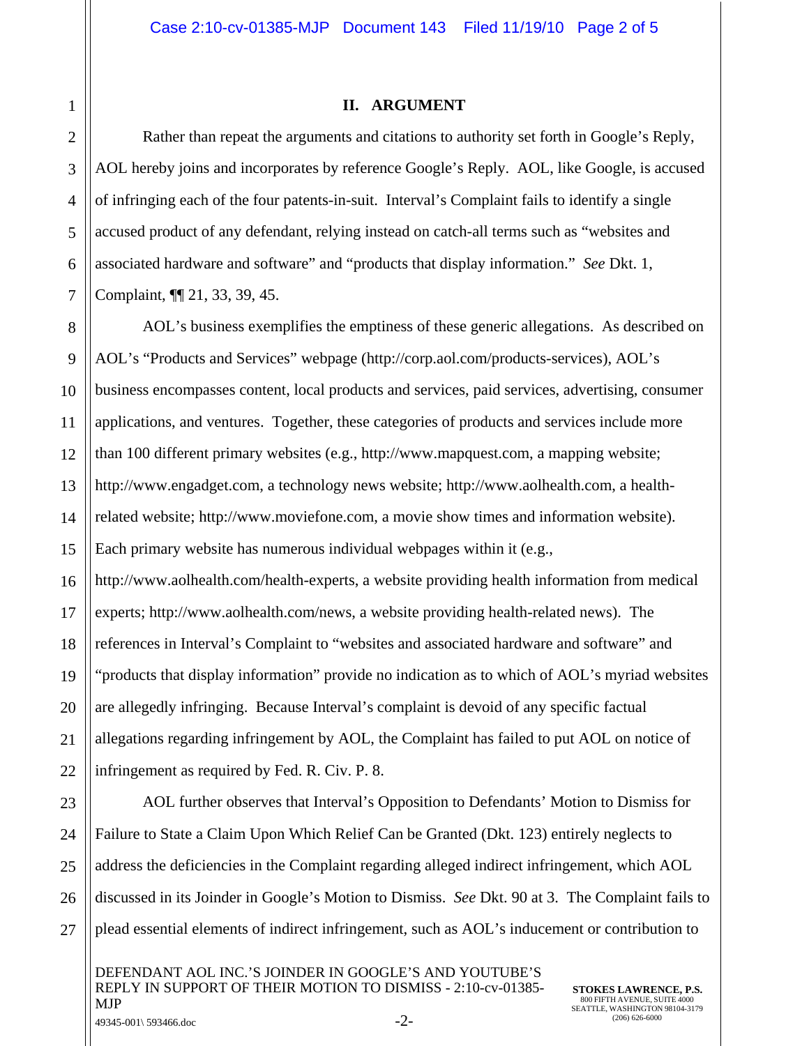## II. ARGUMENT

Rather than repeat the arguments and citations to authority set forth in Google's Reply, AOL hereby joins and incorporates by reference Google's Reply. AOL, like Google, is accused of infringing each of the four patents-in-suit. Interval's Complaint fails to identify a single accused product of any defendant, relying instead on catch-all terms such as "websites and associated hardware and software" and "products that display information." *See* Dkt. 1, Complaint, ¶¶ 21, 33, 39, 45.

AOL's business exemplifies the emptiness of these generic allegations. As described on AOL's "Products and Services" webpage (http://corp.aol.com/products-services), AOL's business encompasses content, local products and services, paid services, advertising, consumer applications, and ventures. Together, these categories of products and services include more than 100 different primary websites (e.g., http://www.mapquest.com, a mapping website; http://www.engadget.com, a technology news website; http://www.aolhealth.com, a health-related website; http://www.moviefone.com, a movie show times and information website). Each primary website has numerous individual webpages within it (e.g., http://www.aolhealth.com/health-experts, a website providing health information from medical experts; http://www.aolhealth.com/news, a website providing health-related news). The references in Interval's Complaint to "websites and associated hardware and software" and "products that display information" provide no indication as to which of AOL's myriad websites are allegedly infringing. Because Interval's complaint is devoid of any specific factual allegations regarding infringement by AOL, the Complaint has failed to put AOL on notice of infringement as required by Fed. R. Civ. P. 8.

AOL further observes that Interval's Opposition to Defendants' Motion to Dismiss for Failure to State a Claim Upon Which Relief Can be Granted (Dkt. 123) entirely neglects to address the deficiencies in the Complaint regarding alleged indirect infringement, which AOL discussed in its Joinder in Google's Motion to Dismiss. *See* Dkt. 90 at 3. The Complaint fails to plead essential elements of indirect infringement, such as AOL's inducement or contribution to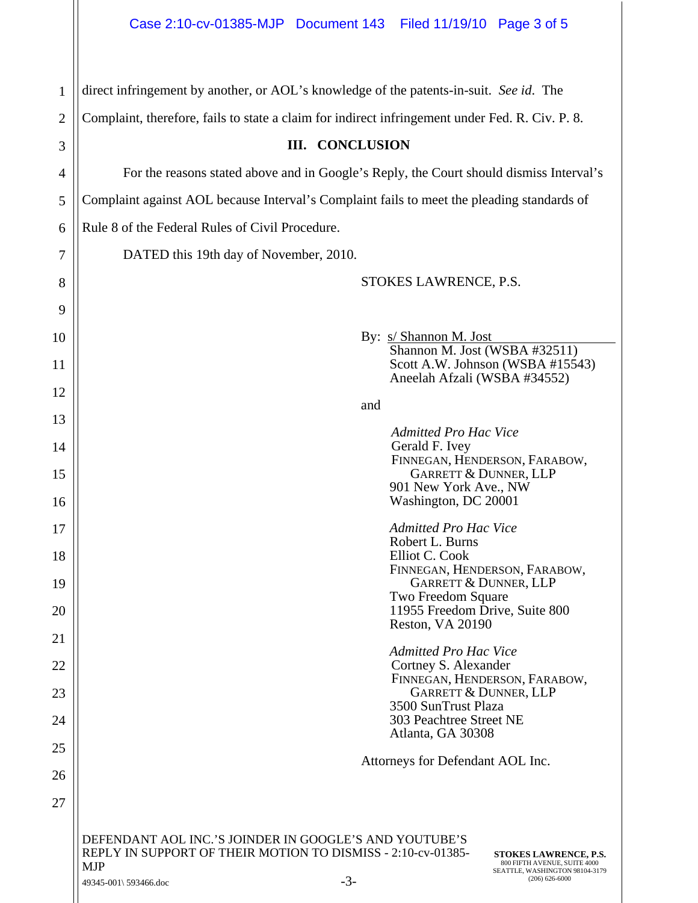direct infringement by another, or AOL's knowledge of the patents-in-suit. *See id.* The Complaint, therefore, fails to state a claim for indirect infringement under Fed. R. Civ. P. 8.

## III. CONCLUSION

For the reasons stated above and in Google's Reply, the Court should dismiss Interval's Complaint against AOL because Interval's Complaint fails to meet the pleading standards of Rule 8 of the Federal Rules of Civil Procedure.

DATED this 19th day of November, 2010.

STOKES LAWRENCE, P.S.

By: s/ Shannon M. Jost
Shannon M. Jost (WSBA #32511)
Scott A.W. Johnson (WSBA #15543)
Aneelah Afzali (WSBA #34552)

and

*Admitted Pro Hac Vice*
Gerald F. Ivey
FINNEGAN, HENDERSON, FARABOW, GARRETT & DUNNER, LLP
901 New York Ave., NW
Washington, DC 20001

*Admitted Pro Hac Vice*
Robert L. Burns
Elliot C. Cook
FINNEGAN, HENDERSON, FARABOW, GARRETT & DUNNER, LLP
Two Freedom Square
11955 Freedom Drive, Suite 800
Reston, VA 20190

*Admitted Pro Hac Vice*
Cortney S. Alexander
FINNEGAN, HENDERSON, FARABOW, GARRETT & DUNNER, LLP
3500 SunTrust Plaza
303 Peachtree Street NE
Atlanta, GA 30308

Attorneys for Defendant AOL Inc.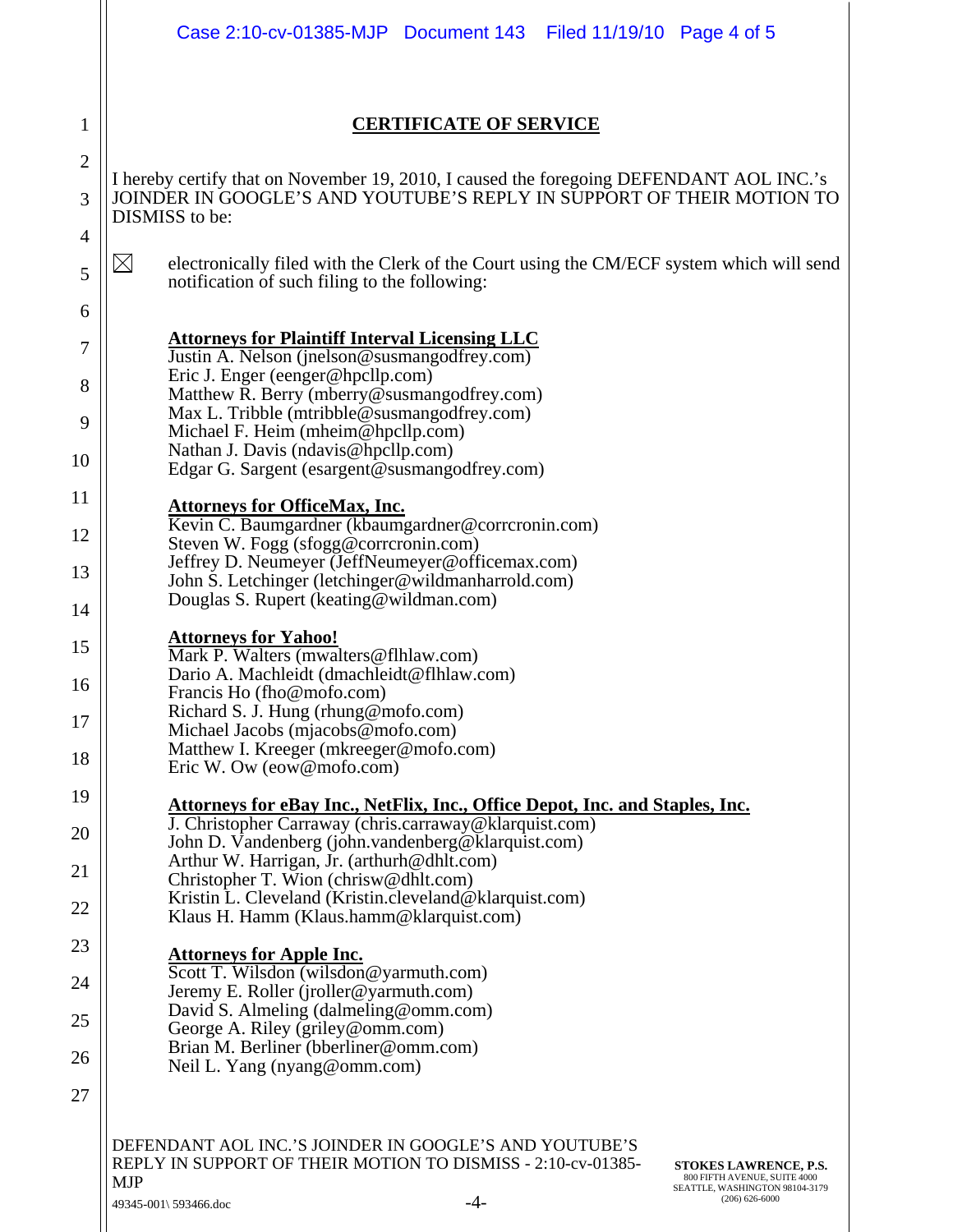# CERTIFICATE OF SERVICE

I hereby certify that on November 19, 2010, I caused the foregoing DEFENDANT AOL INC.'s JOINDER IN GOOGLE'S AND YOUTUBE'S REPLY IN SUPPORT OF THEIR MOTION TO DISMISS to be:

☒ electronically filed with the Clerk of the Court using the CM/ECF system which will send notification of such filing to the following:

**Attorneys for Plaintiff Interval Licensing LLC**
Justin A. Nelson (jnelson@susmangodfrey.com)
Eric J. Enger (eenger@hpcllp.com)
Matthew R. Berry (mberry@susmangodfrey.com)
Max L. Tribble (mtribble@susmangodfrey.com)
Michael F. Heim (mheim@hpcllp.com)
Nathan J. Davis (ndavis@hpcllp.com)
Edgar G. Sargent (esargent@susmangodfrey.com)

**Attorneys for OfficeMax, Inc.**
Kevin C. Baumgardner (kbaumgardner@corrcronin.com)
Steven W. Fogg (sfogg@corrcronin.com)
Jeffrey D. Neumeyer (JeffNeumeyer@officemax.com)
John S. Letchinger (letchinger@wildmanharrold.com)
Douglas S. Rupert (keating@wildman.com)

**Attorneys for Yahoo!**
Mark P. Walters (mwalters@flhlaw.com)
Dario A. Machleidt (dmachleidt@flhlaw.com)
Francis Ho (fho@mofo.com)
Richard S. J. Hung (rhung@mofo.com)
Michael Jacobs (mjacobs@mofo.com)
Matthew I. Kreeger (mkreeger@mofo.com)
Eric W. Ow (eow@mofo.com)

**Attorneys for eBay Inc., NetFlix, Inc., Office Depot, Inc. and Staples, Inc.**
J. Christopher Carraway (chris.carraway@klarquist.com)
John D. Vandenberg (john.vandenberg@klarquist.com)
Arthur W. Harrigan, Jr. (arthurh@dhlt.com)
Christopher T. Wion (chrisw@dhlt.com)
Kristin L. Cleveland (Kristin.cleveland@klarquist.com)
Klaus H. Hamm (Klaus.hamm@klarquist.com)

**Attorneys for Apple Inc.**
Scott T. Wilsdon (wilsdon@yarmuth.com)
Jeremy E. Roller (jroller@yarmuth.com)
David S. Almeling (dalmeling@omm.com)
George A. Riley (griley@omm.com)
Brian M. Berliner (bberliner@omm.com)
Neil L. Yang (nyang@omm.com)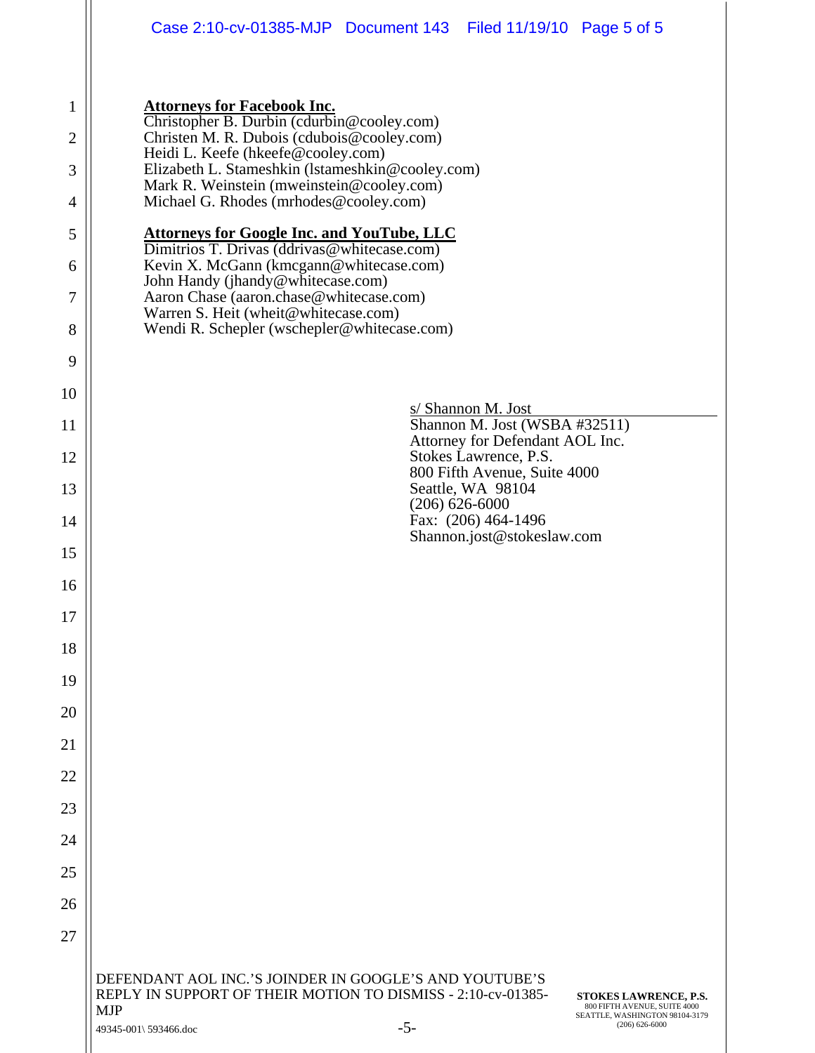**Attorneys for Facebook Inc.**
Christopher B. Durbin (cdurbin@cooley.com)
Christen M. R. Dubois (cdubois@cooley.com)
Heidi L. Keefe (hkeefe@cooley.com)
Elizabeth L. Stameshkin (lstameshkin@cooley.com)
Mark R. Weinstein (mweinstein@cooley.com)
Michael G. Rhodes (mrhodes@cooley.com)

**Attorneys for Google Inc. and YouTube, LLC**
Dimitrios T. Drivas (ddrivas@whitecase.com)
Kevin X. McGann (kmcgann@whitecase.com)
John Handy (jhandy@whitecase.com)
Aaron Chase (aaron.chase@whitecase.com)
Warren S. Heit (wheit@whitecase.com)
Wendi R. Schepler (wschepler@whitecase.com)

s/ Shannon M. Jost
Shannon M. Jost (WSBA #32511)
Attorney for Defendant AOL Inc.
Stokes Lawrence, P.S.
800 Fifth Avenue, Suite 4000
Seattle, WA 98104
(206) 626-6000
Fax: (206) 464-1496
Shannon.jost@stokeslaw.com